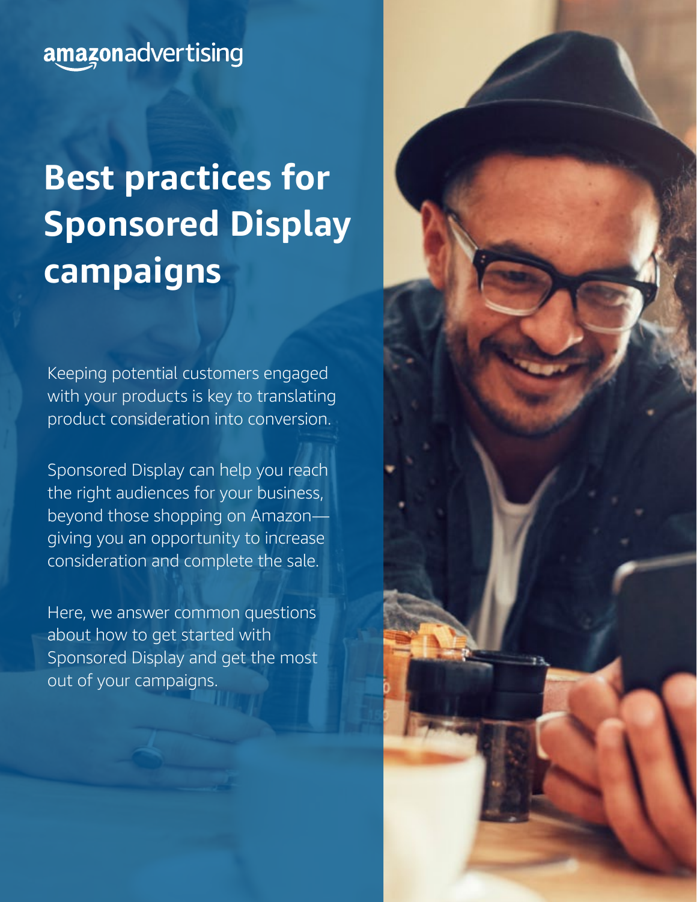amazonadvertising

# Best practices for Sponsored Display campaigns

Keeping potential customers engaged with your products is key to translating product consideration into conversion.

Sponsored Display can help you reach the right audiences for your business, beyond those shopping on Amazon—giving you an opportunity to increase consideration and complete the sale.

Here, we answer common questions about how to get started with Sponsored Display and get the most out of your campaigns.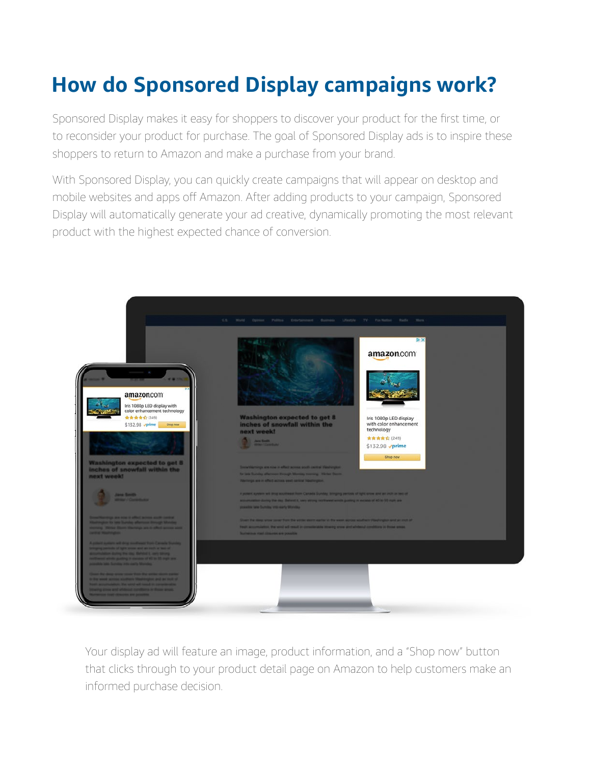# How do Sponsored Display campaigns work?

Sponsored Display makes it easy for shoppers to discover your product for the first time, or to reconsider your product for purchase. The goal of Sponsored Display ads is to inspire these shoppers to return to Amazon and make a purchase from your brand.

With Sponsored Display, you can quickly create campaigns that will appear on desktop and mobile websites and apps off Amazon. After adding products to your campaign, Sponsored Display will automatically generate your ad creative, dynamically promoting the most relevant product with the highest expected chance of conversion.

Your display ad will feature an image, product information, and a "Shop now" button that clicks through to your product detail page on Amazon to help customers make an informed purchase decision.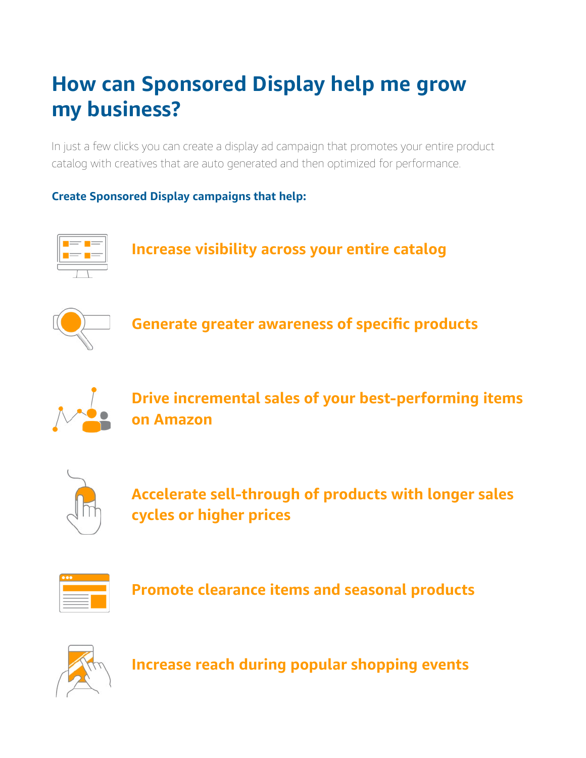# How can Sponsored Display help me grow my business?

In just a few clicks you can create a display ad campaign that promotes your entire product catalog with creatives that are auto generated and then optimized for performance.

**Create Sponsored Display campaigns that help:**

- **Increase visibility across your entire catalog**
- **Generate greater awareness of specific products**
- **Drive incremental sales of your best-performing items on Amazon**
- **Accelerate sell-through of products with longer sales cycles or higher prices**
- **Promote clearance items and seasonal products**
- **Increase reach during popular shopping events**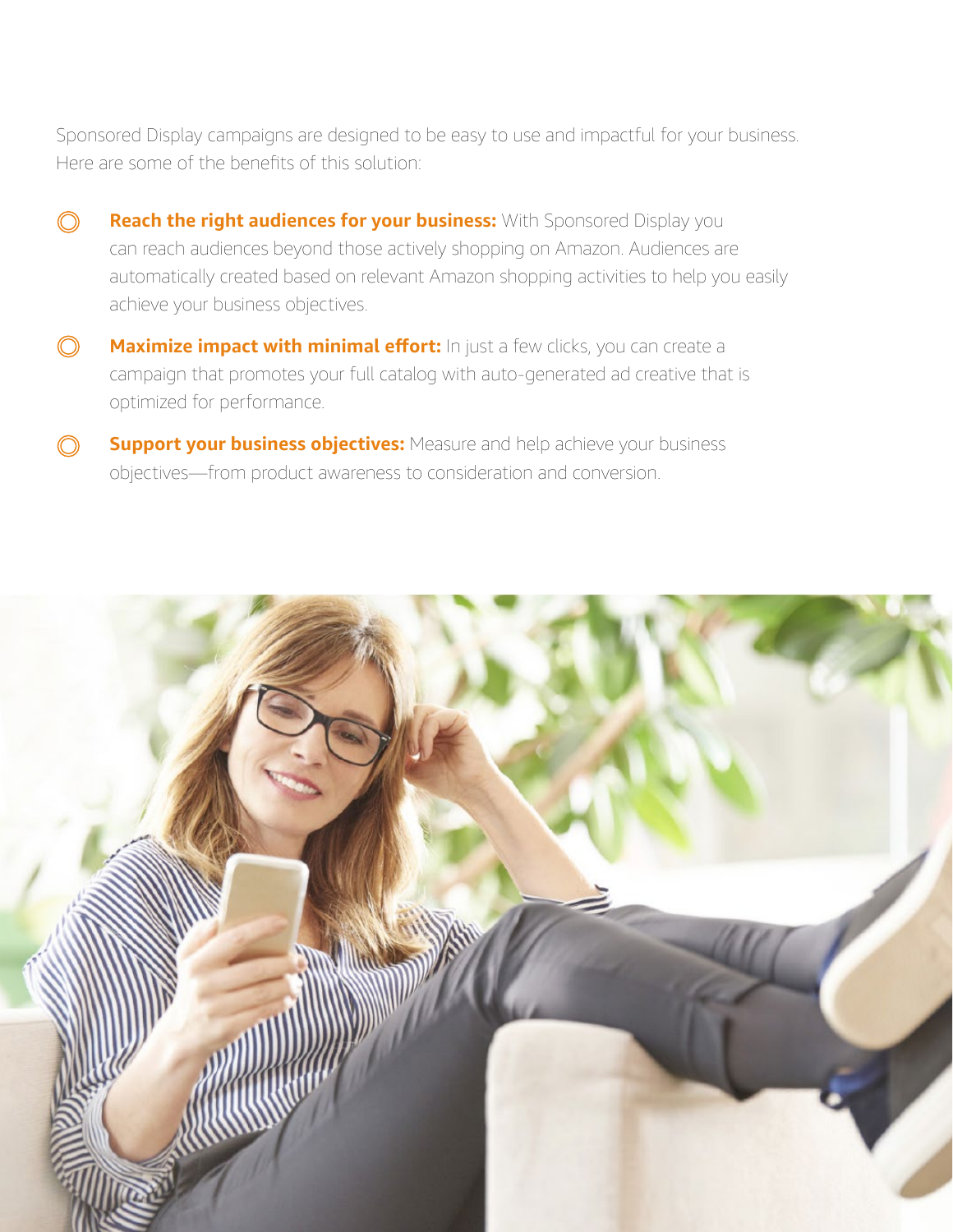Sponsored Display campaigns are designed to be easy to use and impactful for your business. Here are some of the benefits of this solution:

- **Reach the right audiences for your business:** With Sponsored Display you can reach audiences beyond those actively shopping on Amazon. Audiences are automatically created based on relevant Amazon shopping activities to help you easily achieve your business objectives.
- **Maximize impact with minimal effort:** In just a few clicks, you can create a campaign that promotes your full catalog with auto-generated ad creative that is optimized for performance.
- **Support your business objectives:** Measure and help achieve your business objectives—from product awareness to consideration and conversion.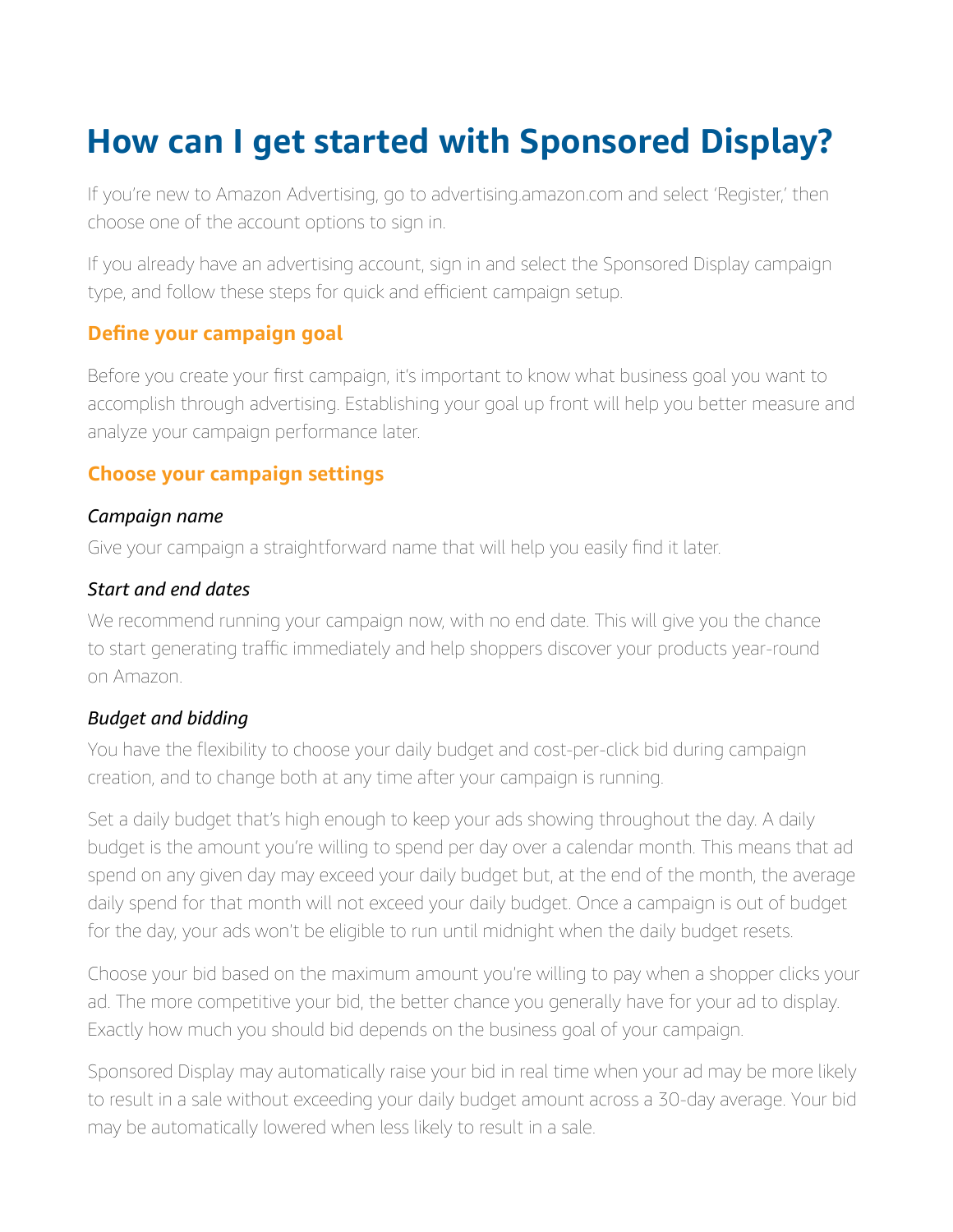# How can I get started with Sponsored Display?

If you're new to Amazon Advertising, go to advertising.amazon.com and select 'Register,' then choose one of the account options to sign in.

If you already have an advertising account, sign in and select the Sponsored Display campaign type, and follow these steps for quick and efficient campaign setup.

## Define your campaign goal

Before you create your first campaign, it's important to know what business goal you want to accomplish through advertising. Establishing your goal up front will help you better measure and analyze your campaign performance later.

## Choose your campaign settings

### *Campaign name*

Give your campaign a straightforward name that will help you easily find it later.

### *Start and end dates*

We recommend running your campaign now, with no end date. This will give you the chance to start generating traffic immediately and help shoppers discover your products year-round on Amazon.

### *Budget and bidding*

You have the flexibility to choose your daily budget and cost-per-click bid during campaign creation, and to change both at any time after your campaign is running.

Set a daily budget that's high enough to keep your ads showing throughout the day. A daily budget is the amount you're willing to spend per day over a calendar month. This means that ad spend on any given day may exceed your daily budget but, at the end of the month, the average daily spend for that month will not exceed your daily budget. Once a campaign is out of budget for the day, your ads won't be eligible to run until midnight when the daily budget resets.

Choose your bid based on the maximum amount you're willing to pay when a shopper clicks your ad. The more competitive your bid, the better chance you generally have for your ad to display. Exactly how much you should bid depends on the business goal of your campaign.

Sponsored Display may automatically raise your bid in real time when your ad may be more likely to result in a sale without exceeding your daily budget amount across a 30-day average. Your bid may be automatically lowered when less likely to result in a sale.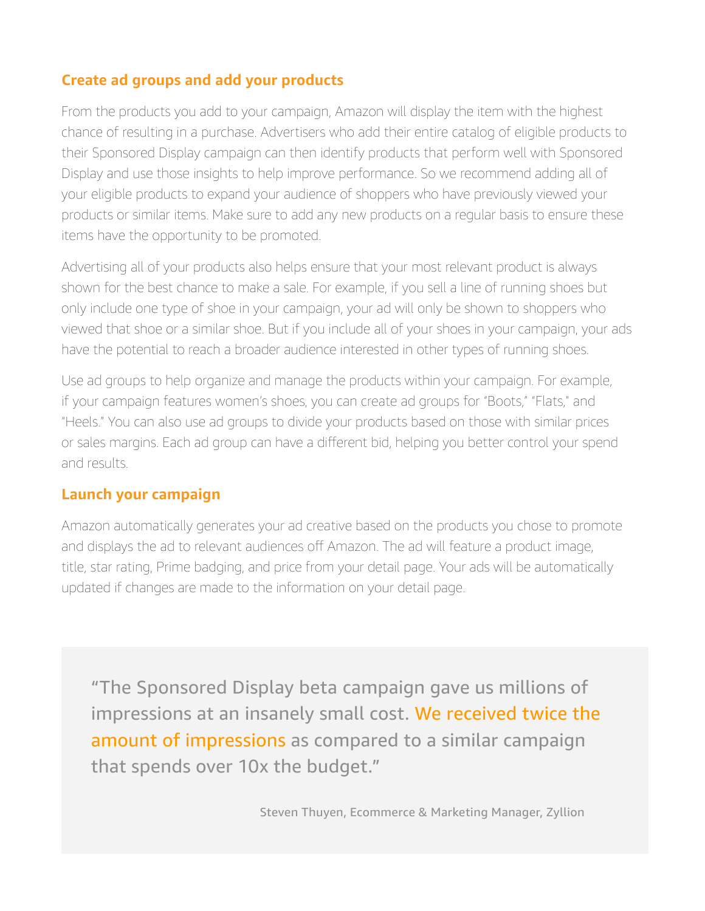## Create ad groups and add your products

From the products you add to your campaign, Amazon will display the item with the highest chance of resulting in a purchase. Advertisers who add their entire catalog of eligible products to their Sponsored Display campaign can then identify products that perform well with Sponsored Display and use those insights to help improve performance. So we recommend adding all of your eligible products to expand your audience of shoppers who have previously viewed your products or similar items. Make sure to add any new products on a regular basis to ensure these items have the opportunity to be promoted.

Advertising all of your products also helps ensure that your most relevant product is always shown for the best chance to make a sale. For example, if you sell a line of running shoes but only include one type of shoe in your campaign, your ad will only be shown to shoppers who viewed that shoe or a similar shoe. But if you include all of your shoes in your campaign, your ads have the potential to reach a broader audience interested in other types of running shoes.

Use ad groups to help organize and manage the products within your campaign. For example, if your campaign features women's shoes, you can create ad groups for "Boots," "Flats," and "Heels." You can also use ad groups to divide your products based on those with similar prices or sales margins. Each ad group can have a different bid, helping you better control your spend and results.

## Launch your campaign

Amazon automatically generates your ad creative based on the products you chose to promote and displays the ad to relevant audiences off Amazon. The ad will feature a product image, title, star rating, Prime badging, and price from your detail page. Your ads will be automatically updated if changes are made to the information on your detail page.

> "The Sponsored Display beta campaign gave us millions of impressions at an insanely small cost. We received twice the amount of impressions as compared to a similar campaign that spends over 10x the budget."
>
> Steven Thuyen, Ecommerce & Marketing Manager, Zyllion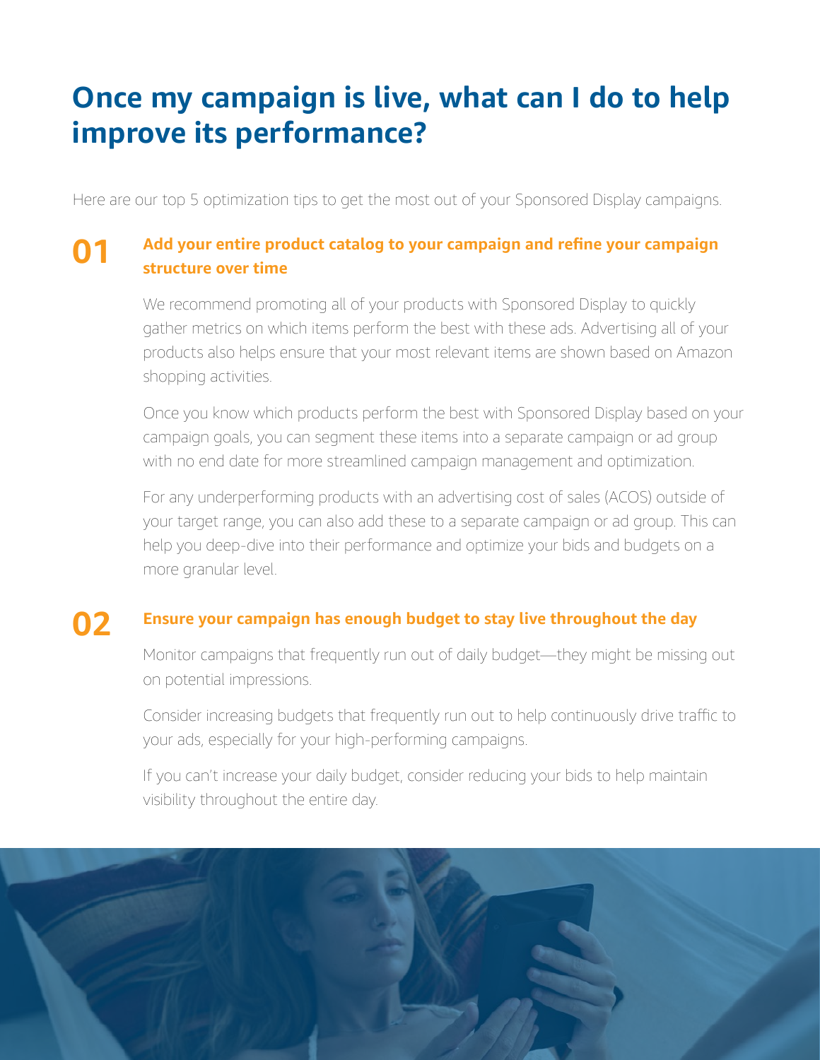# Once my campaign is live, what can I do to help improve its performance?

Here are our top 5 optimization tips to get the most out of your Sponsored Display campaigns.

## 01 Add your entire product catalog to your campaign and refine your campaign structure over time

We recommend promoting all of your products with Sponsored Display to quickly gather metrics on which items perform the best with these ads. Advertising all of your products also helps ensure that your most relevant items are shown based on Amazon shopping activities.

Once you know which products perform the best with Sponsored Display based on your campaign goals, you can segment these items into a separate campaign or ad group with no end date for more streamlined campaign management and optimization.

For any underperforming products with an advertising cost of sales (ACOS) outside of your target range, you can also add these to a separate campaign or ad group. This can help you deep-dive into their performance and optimize your bids and budgets on a more granular level.

## 02 Ensure your campaign has enough budget to stay live throughout the day

Monitor campaigns that frequently run out of daily budget—they might be missing out on potential impressions.

Consider increasing budgets that frequently run out to help continuously drive traffic to your ads, especially for your high-performing campaigns.

If you can't increase your daily budget, consider reducing your bids to help maintain visibility throughout the entire day.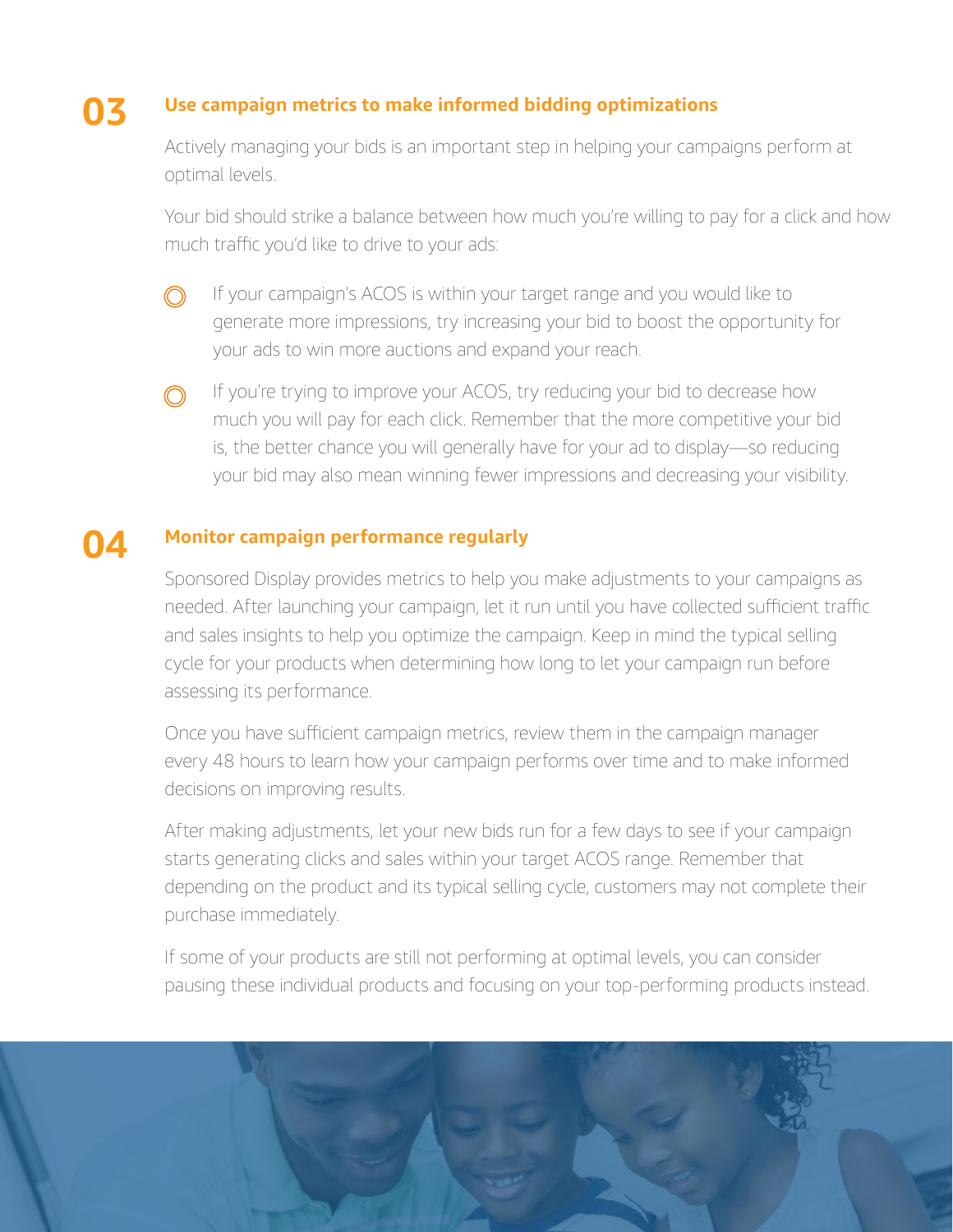## 03 Use campaign metrics to make informed bidding optimizations

Actively managing your bids is an important step in helping your campaigns perform at optimal levels.

Your bid should strike a balance between how much you're willing to pay for a click and how much traffic you'd like to drive to your ads:

- If your campaign's ACOS is within your target range and you would like to generate more impressions, try increasing your bid to boost the opportunity for your ads to win more auctions and expand your reach.
- If you're trying to improve your ACOS, try reducing your bid to decrease how much you will pay for each click. Remember that the more competitive your bid is, the better chance you will generally have for your ad to display—so reducing your bid may also mean winning fewer impressions and decreasing your visibility.

## 04 Monitor campaign performance regularly

Sponsored Display provides metrics to help you make adjustments to your campaigns as needed. After launching your campaign, let it run until you have collected sufficient traffic and sales insights to help you optimize the campaign. Keep in mind the typical selling cycle for your products when determining how long to let your campaign run before assessing its performance.

Once you have sufficient campaign metrics, review them in the campaign manager every 48 hours to learn how your campaign performs over time and to make informed decisions on improving results.

After making adjustments, let your new bids run for a few days to see if your campaign starts generating clicks and sales within your target ACOS range. Remember that depending on the product and its typical selling cycle, customers may not complete their purchase immediately.

If some of your products are still not performing at optimal levels, you can consider pausing these individual products and focusing on your top-performing products instead.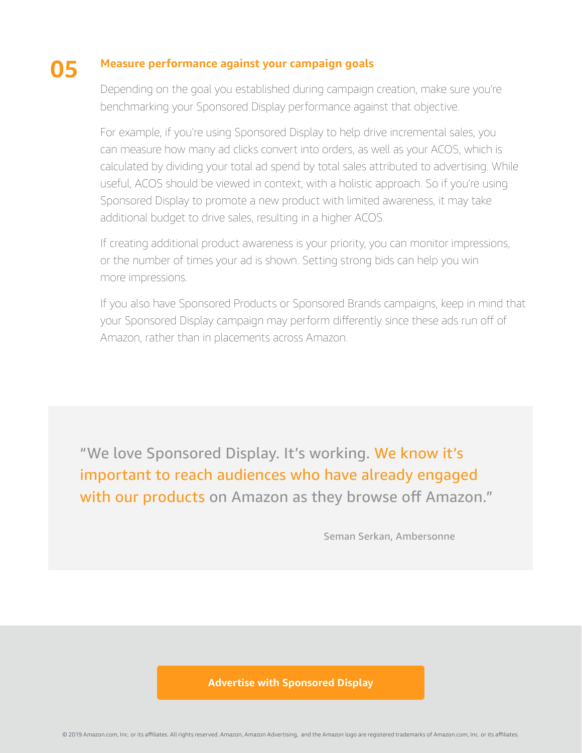## 05 Measure performance against your campaign goals

Depending on the goal you established during campaign creation, make sure you're benchmarking your Sponsored Display performance against that objective.

For example, if you're using Sponsored Display to help drive incremental sales, you can measure how many ad clicks convert into orders, as well as your ACOS, which is calculated by dividing your total ad spend by total sales attributed to advertising. While useful, ACOS should be viewed in context, with a holistic approach. So if you're using Sponsored Display to promote a new product with limited awareness, it may take additional budget to drive sales, resulting in a higher ACOS.

If creating additional product awareness is your priority, you can monitor impressions, or the number of times your ad is shown. Setting strong bids can help you win more impressions.

If you also have Sponsored Products or Sponsored Brands campaigns, keep in mind that your Sponsored Display campaign may perform differently since these ads run off of Amazon, rather than in placements across Amazon.

> "We love Sponsored Display. It's working. We know it's important to reach audiences who have already engaged with our products on Amazon as they browse off Amazon."
>
> Seman Serkan, Ambersonne

**Advertise with Sponsored Display**

© 2019 Amazon.com, Inc. or its affiliates. All rights reserved. Amazon, Amazon Advertising, and the Amazon logo are registered trademarks of Amazon.com, Inc. or its affiliates.